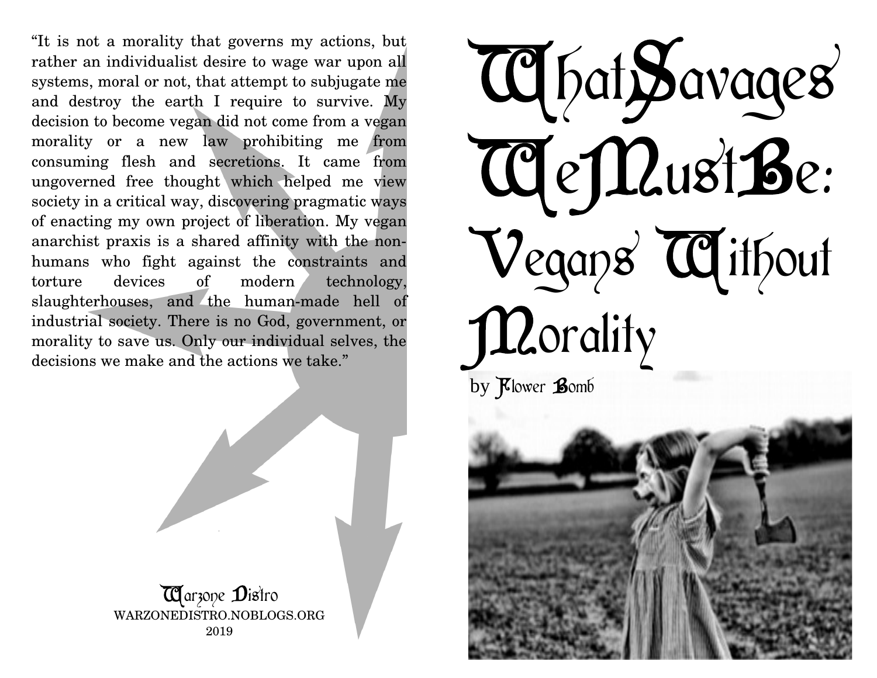“It is not a morality that governs my actions, but rather an individualist desire to wage war upon all systems, moral or not, that attempt to subjugate me and destroy the earth I require to survive. My decision to become vegan did not come from a vegan morality or a new law prohibiting me from consuming flesh and secretions. It came from ungoverned free thought which helped me view society in a critical way, discovering pragmatic ways of enacting my own project of liberation. My vegan anarchist praxis is a shared affinity with the non-humans who fight against the constraints and torture devices of modern technology, slaughterhouses, and the human-made hell of industrial society. There is no God, government, or morality to save us. Only our individual selves, the decisions we make and the actions we take.”

Warzone Distro
WARZONEDISTRO.NOBLOGS.ORG
2019

# What Savages We Must Be: Vegans Without Morality

by Flower Bomb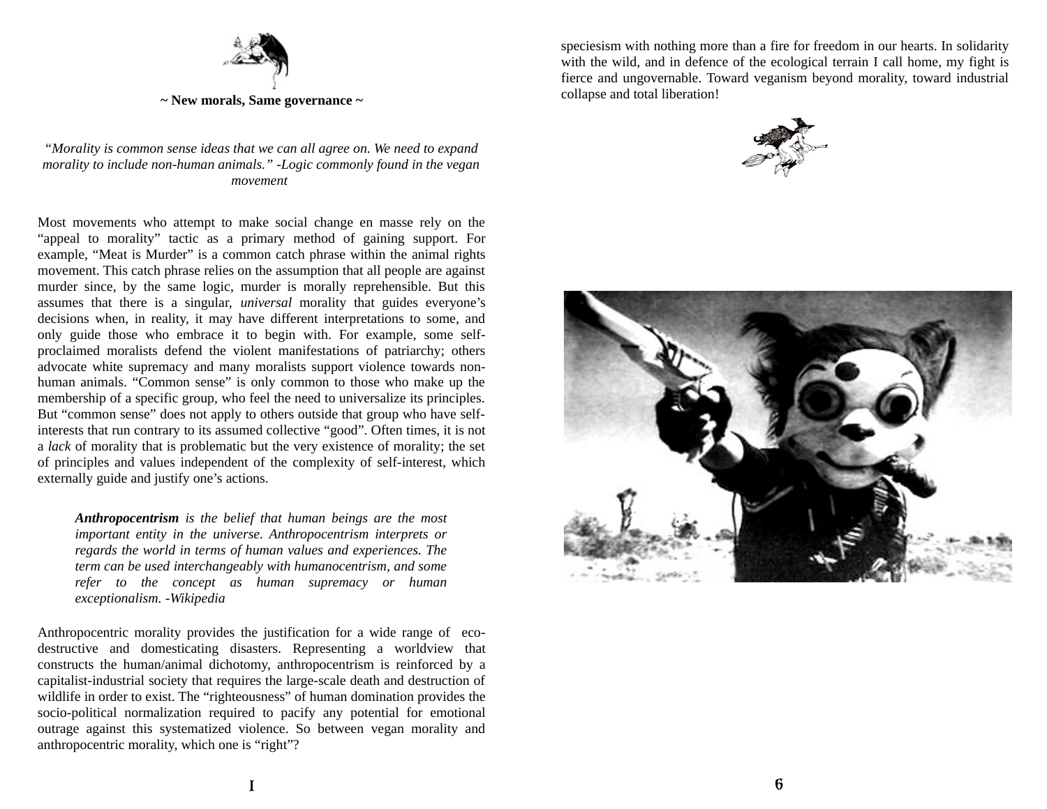## ~ New morals, Same governance ~

*"Morality is common sense ideas that we can all agree on. We need to expand morality to include non-human animals." -Logic commonly found in the vegan movement*

Most movements who attempt to make social change en masse rely on the "appeal to morality" tactic as a primary method of gaining support. For example, "Meat is Murder" is a common catch phrase within the animal rights movement. This catch phrase relies on the assumption that all people are against murder since, by the same logic, murder is morally reprehensible. But this assumes that there is a singular, *universal* morality that guides everyone's decisions when, in reality, it may have different interpretations to some, and only guide those who embrace it to begin with. For example, some self-proclaimed moralists defend the violent manifestations of patriarchy; others advocate white supremacy and many moralists support violence towards non-human animals. "Common sense" is only common to those who make up the membership of a specific group, who feel the need to universalize its principles. But "common sense" does not apply to others outside that group who have self-interests that run contrary to its assumed collective "good". Often times, it is not a *lack* of morality that is problematic but the very existence of morality; the set of principles and values independent of the complexity of self-interest, which externally guide and justify one's actions.

> ***Anthropocentrism*** *is the belief that human beings are the most important entity in the universe. Anthropocentrism interprets or regards the world in terms of human values and experiences. The term can be used interchangeably with humanocentrism, and some refer to the concept as human supremacy or human exceptionalism. -Wikipedia*

Anthropocentric morality provides the justification for a wide range of eco-destructive and domesticating disasters. Representing a worldview that constructs the human/animal dichotomy, anthropocentrism is reinforced by a capitalist-industrial society that requires the large-scale death and destruction of wildlife in order to exist. The "righteousness" of human domination provides the socio-political normalization required to pacify any potential for emotional outrage against this systematized violence. So between vegan morality and anthropocentric morality, which one is "right"?

speciesism with nothing more than a fire for freedom in our hearts. In solidarity with the wild, and in defence of the ecological terrain I call home, my fight is fierce and ungovernable. Toward veganism beyond morality, toward industrial collapse and total liberation!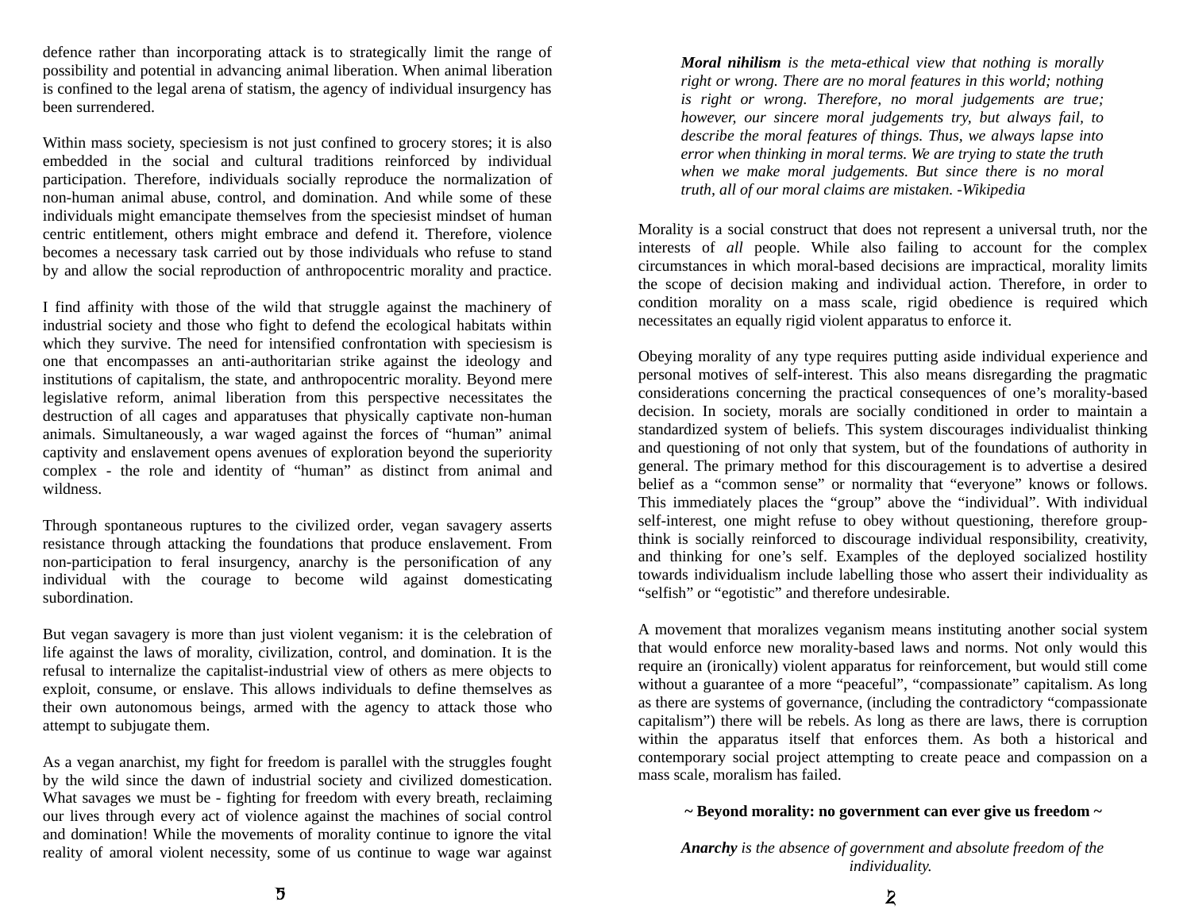defence rather than incorporating attack is to strategically limit the range of possibility and potential in advancing animal liberation. When animal liberation is confined to the legal arena of statism, the agency of individual insurgency has been surrendered.

Within mass society, speciesism is not just confined to grocery stores; it is also embedded in the social and cultural traditions reinforced by individual participation. Therefore, individuals socially reproduce the normalization of non-human animal abuse, control, and domination. And while some of these individuals might emancipate themselves from the speciesist mindset of human centric entitlement, others might embrace and defend it. Therefore, violence becomes a necessary task carried out by those individuals who refuse to stand by and allow the social reproduction of anthropocentric morality and practice.

I find affinity with those of the wild that struggle against the machinery of industrial society and those who fight to defend the ecological habitats within which they survive. The need for intensified confrontation with speciesism is one that encompasses an anti-authoritarian strike against the ideology and institutions of capitalism, the state, and anthropocentric morality. Beyond mere legislative reform, animal liberation from this perspective necessitates the destruction of all cages and apparatuses that physically captivate non-human animals. Simultaneously, a war waged against the forces of "human" animal captivity and enslavement opens avenues of exploration beyond the superiority complex - the role and identity of "human" as distinct from animal and wildness.

Through spontaneous ruptures to the civilized order, vegan savagery asserts resistance through attacking the foundations that produce enslavement. From non-participation to feral insurgency, anarchy is the personification of any individual with the courage to become wild against domesticating subordination.

But vegan savagery is more than just violent veganism: it is the celebration of life against the laws of morality, civilization, control, and domination. It is the refusal to internalize the capitalist-industrial view of others as mere objects to exploit, consume, or enslave. This allows individuals to define themselves as their own autonomous beings, armed with the agency to attack those who attempt to subjugate them.

As a vegan anarchist, my fight for freedom is parallel with the struggles fought by the wild since the dawn of industrial society and civilized domestication. What savages we must be - fighting for freedom with every breath, reclaiming our lives through every act of violence against the machines of social control and domination! While the movements of morality continue to ignore the vital reality of amoral violent necessity, some of us continue to wage war against

> ***Moral nihilism*** *is the meta-ethical view that nothing is morally right or wrong. There are no moral features in this world; nothing is right or wrong. Therefore, no moral judgements are true; however, our sincere moral judgements try, but always fail, to describe the moral features of things. Thus, we always lapse into error when thinking in moral terms. We are trying to state the truth when we make moral judgements. But since there is no moral truth, all of our moral claims are mistaken. -Wikipedia*

Morality is a social construct that does not represent a universal truth, nor the interests of *all* people. While also failing to account for the complex circumstances in which moral-based decisions are impractical, morality limits the scope of decision making and individual action. Therefore, in order to condition morality on a mass scale, rigid obedience is required which necessitates an equally rigid violent apparatus to enforce it.

Obeying morality of any type requires putting aside individual experience and personal motives of self-interest. This also means disregarding the pragmatic considerations concerning the practical consequences of one's morality-based decision. In society, morals are socially conditioned in order to maintain a standardized system of beliefs. This system discourages individualist thinking and questioning of not only that system, but of the foundations of authority in general. The primary method for this discouragement is to advertise a desired belief as a "common sense" or normality that "everyone" knows or follows. This immediately places the "group" above the "individual". With individual self-interest, one might refuse to obey without questioning, therefore group-think is socially reinforced to discourage individual responsibility, creativity, and thinking for one's self. Examples of the deployed socialized hostility towards individualism include labelling those who assert their individuality as "selfish" or "egotistic" and therefore undesirable.

A movement that moralizes veganism means instituting another social system that would enforce new morality-based laws and norms. Not only would this require an (ironically) violent apparatus for reinforcement, but would still come without a guarantee of a more "peaceful", "compassionate" capitalism. As long as there are systems of governance, (including the contradictory "compassionate capitalism") there will be rebels. As long as there are laws, there is corruption within the apparatus itself that enforces them. As both a historical and contemporary social project attempting to create peace and compassion on a mass scale, moralism has failed.

**~ Beyond morality: no government can ever give us freedom ~**

***Anarchy*** *is the absence of government and absolute freedom of the individuality.*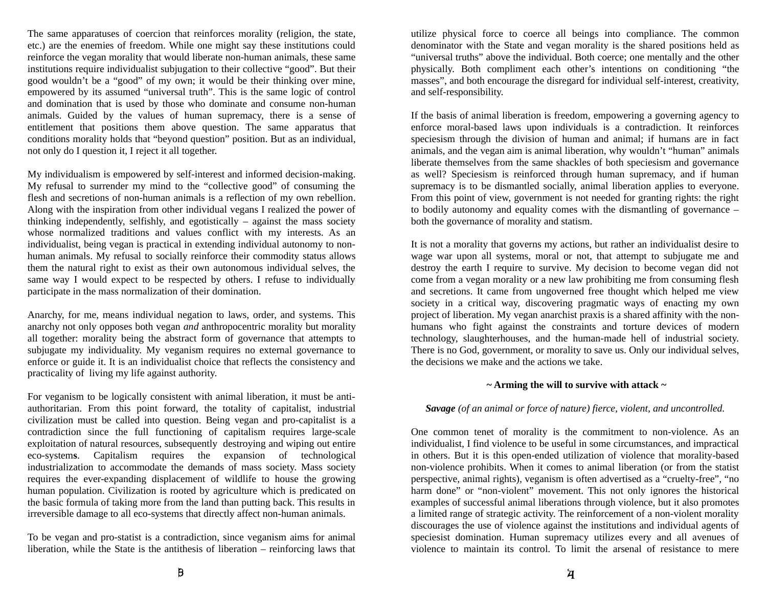The same apparatuses of coercion that reinforces morality (religion, the state, etc.) are the enemies of freedom. While one might say these institutions could reinforce the vegan morality that would liberate non-human animals, these same institutions require individualist subjugation to their collective "good". But their good wouldn't be a "good" of my own; it would be their thinking over mine, empowered by its assumed "universal truth". This is the same logic of control and domination that is used by those who dominate and consume non-human animals. Guided by the values of human supremacy, there is a sense of entitlement that positions them above question. The same apparatus that conditions morality holds that "beyond question" position. But as an individual, not only do I question it, I reject it all together.

My individualism is empowered by self-interest and informed decision-making. My refusal to surrender my mind to the "collective good" of consuming the flesh and secretions of non-human animals is a reflection of my own rebellion. Along with the inspiration from other individual vegans I realized the power of thinking independently, selfishly, and egotistically – against the mass society whose normalized traditions and values conflict with my interests. As an individualist, being vegan is practical in extending individual autonomy to non-human animals. My refusal to socially reinforce their commodity status allows them the natural right to exist as their own autonomous individual selves, the same way I would expect to be respected by others. I refuse to individually participate in the mass normalization of their domination.

Anarchy, for me, means individual negation to laws, order, and systems. This anarchy not only opposes both vegan *and* anthropocentric morality but morality all together: morality being the abstract form of governance that attempts to subjugate my individuality. My veganism requires no external governance to enforce or guide it. It is an individualist choice that reflects the consistency and practicality of living my life against authority.

For veganism to be logically consistent with animal liberation, it must be anti-authoritarian. From this point forward, the totality of capitalist, industrial civilization must be called into question. Being vegan and pro-capitalist is a contradiction since the full functioning of capitalism requires large-scale exploitation of natural resources, subsequently destroying and wiping out entire eco-system**s**. Capitalism requires the expansion of technological industrialization to accommodate the demands of mass society. Mass society requires the ever-expanding displacement of wildlife to house the growing human population. Civilization is rooted by agriculture which is predicated on the basic formula of taking more from the land than putting back. This results in irreversible damage to all eco-systems that directly affect non-human animals.

To be vegan and pro-statist is a contradiction, since veganism aims for animal liberation, while the State is the antithesis of liberation – reinforcing laws that utilize physical force to coerce all beings into compliance. The common denominator with the State and vegan morality is the shared positions held as "universal truths" above the individual. Both coerce; one mentally and the other physically. Both compliment each other's intentions on conditioning "the masses", and both encourage the disregard for individual self-interest, creativity, and self-responsibility.

If the basis of animal liberation is freedom, empowering a governing agency to enforce moral-based laws upon individuals is a contradiction. It reinforces speciesism through the division of human and animal; if humans are in fact animals, and the vegan aim is animal liberation, why wouldn't "human" animals liberate themselves from the same shackles of both speciesism and governance as well? Speciesism is reinforced through human supremacy, and if human supremacy is to be dismantled socially, animal liberation applies to everyone. From this point of view, government is not needed for granting rights: the right to bodily autonomy and equality comes with the dismantling of governance – both the governance of morality and statism.

It is not a morality that governs my actions, but rather an individualist desire to wage war upon all systems, moral or not, that attempt to subjugate me and destroy the earth I require to survive. My decision to become vegan did not come from a vegan morality or a new law prohibiting me from consuming flesh and secretions. It came from ungoverned free thought which helped me view society in a critical way, discovering pragmatic ways of enacting my own project of liberation. My vegan anarchist praxis is a shared affinity with the non-humans who fight against the constraints and torture devices of modern technology, slaughterhouses, and the human-made hell of industrial society. There is no God, government, or morality to save us. Only our individual selves, the decisions we make and the actions we take.

## ~ Arming the will to survive with attack ~

***Savage*** *(of an animal or force of nature) fierce, violent, and uncontrolled.*

One common tenet of morality is the commitment to non-violence. As an individualist, I find violence to be useful in some circumstances, and impractical in others. But it is this open-ended utilization of violence that morality-based non-violence prohibits. When it comes to animal liberation (or from the statist perspective, animal rights), veganism is often advertised as a "cruelty-free", "no harm done" or "non-violent" movement. This not only ignores the historical examples of successful animal liberations through violence, but it also promotes a limited range of strategic activity. The reinforcement of a non-violent morality discourages the use of violence against the institutions and individual agents of speciesist domination. Human supremacy utilizes every and all avenues of violence to maintain its control. To limit the arsenal of resistance to mere